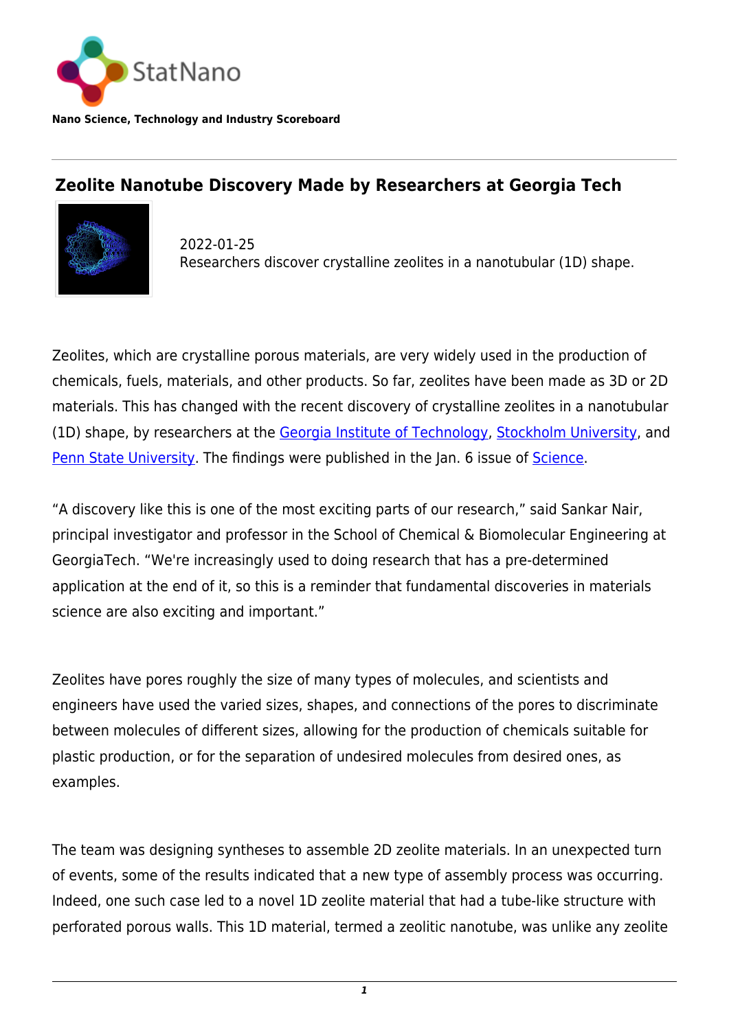StatNano

**Nano Science, Technology and Industry Scoreboard**

# Zeolite Nanotube Discovery Made by Researchers at Georgia Tech

2022-01-25
Researchers discover crystalline zeolites in a nanotubular (1D) shape.

Zeolites, which are crystalline porous materials, are very widely used in the production of chemicals, fuels, materials, and other products. So far, zeolites have been made as 3D or 2D materials. This has changed with the recent discovery of crystalline zeolites in a nanotubular (1D) shape, by researchers at the Georgia Institute of Technology, Stockholm University, and Penn State University. The findings were published in the Jan. 6 issue of Science.

"A discovery like this is one of the most exciting parts of our research," said Sankar Nair, principal investigator and professor in the School of Chemical & Biomolecular Engineering at GeorgiaTech. "We're increasingly used to doing research that has a pre-determined application at the end of it, so this is a reminder that fundamental discoveries in materials science are also exciting and important."

Zeolites have pores roughly the size of many types of molecules, and scientists and engineers have used the varied sizes, shapes, and connections of the pores to discriminate between molecules of different sizes, allowing for the production of chemicals suitable for plastic production, or for the separation of undesired molecules from desired ones, as examples.

The team was designing syntheses to assemble 2D zeolite materials. In an unexpected turn of events, some of the results indicated that a new type of assembly process was occurring. Indeed, one such case led to a novel 1D zeolite material that had a tube-like structure with perforated porous walls. This 1D material, termed a zeolitic nanotube, was unlike any zeolite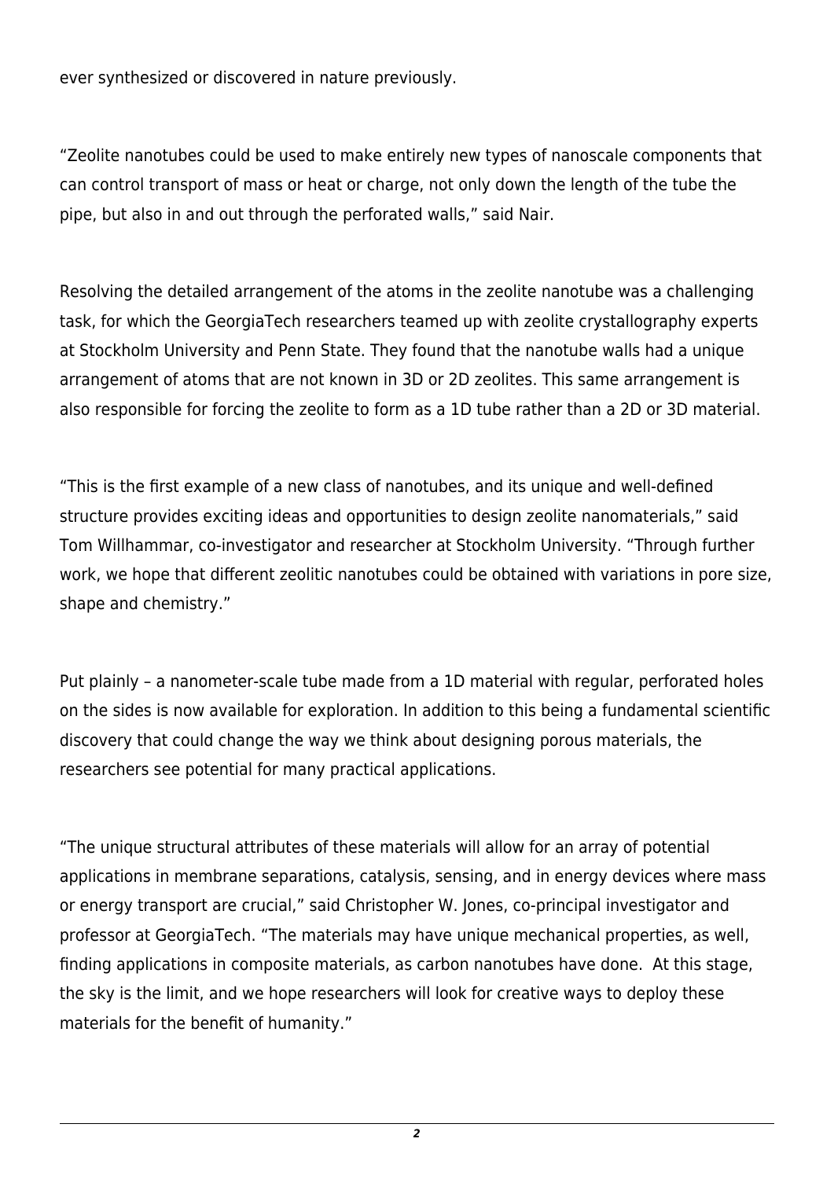ever synthesized or discovered in nature previously.

“Zeolite nanotubes could be used to make entirely new types of nanoscale components that can control transport of mass or heat or charge, not only down the length of the tube the pipe, but also in and out through the perforated walls,” said Nair.

Resolving the detailed arrangement of the atoms in the zeolite nanotube was a challenging task, for which the GeorgiaTech researchers teamed up with zeolite crystallography experts at Stockholm University and Penn State. They found that the nanotube walls had a unique arrangement of atoms that are not known in 3D or 2D zeolites. This same arrangement is also responsible for forcing the zeolite to form as a 1D tube rather than a 2D or 3D material.

“This is the first example of a new class of nanotubes, and its unique and well-defined structure provides exciting ideas and opportunities to design zeolite nanomaterials,” said Tom Willhammar, co-investigator and researcher at Stockholm University. “Through further work, we hope that different zeolitic nanotubes could be obtained with variations in pore size, shape and chemistry.”

Put plainly – a nanometer-scale tube made from a 1D material with regular, perforated holes on the sides is now available for exploration. In addition to this being a fundamental scientific discovery that could change the way we think about designing porous materials, the researchers see potential for many practical applications.

“The unique structural attributes of these materials will allow for an array of potential applications in membrane separations, catalysis, sensing, and in energy devices where mass or energy transport are crucial,” said Christopher W. Jones, co-principal investigator and professor at GeorgiaTech. “The materials may have unique mechanical properties, as well, finding applications in composite materials, as carbon nanotubes have done. At this stage, the sky is the limit, and we hope researchers will look for creative ways to deploy these materials for the benefit of humanity.”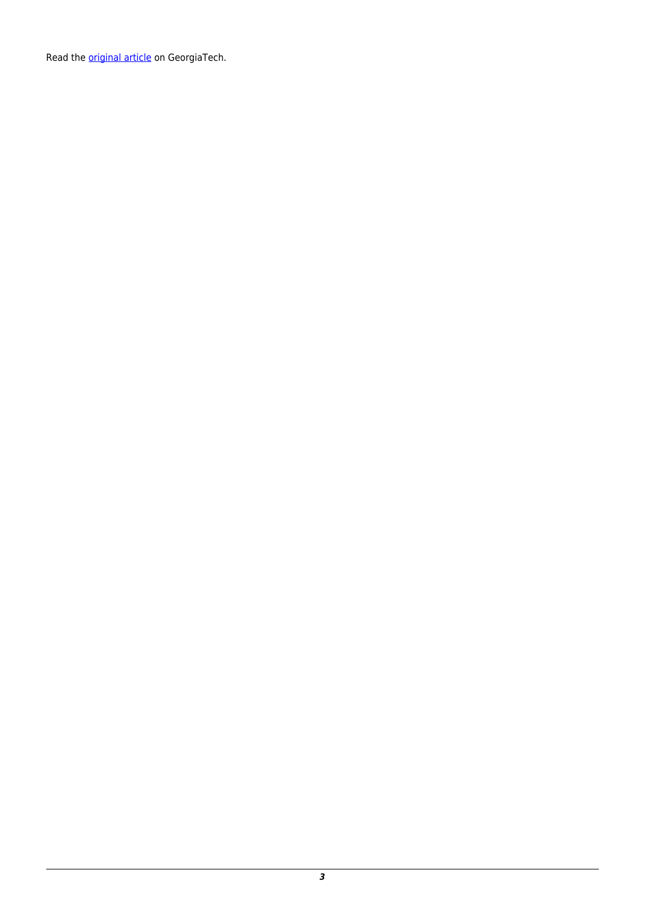Read the [original article](original article) on GeorgiaTech.